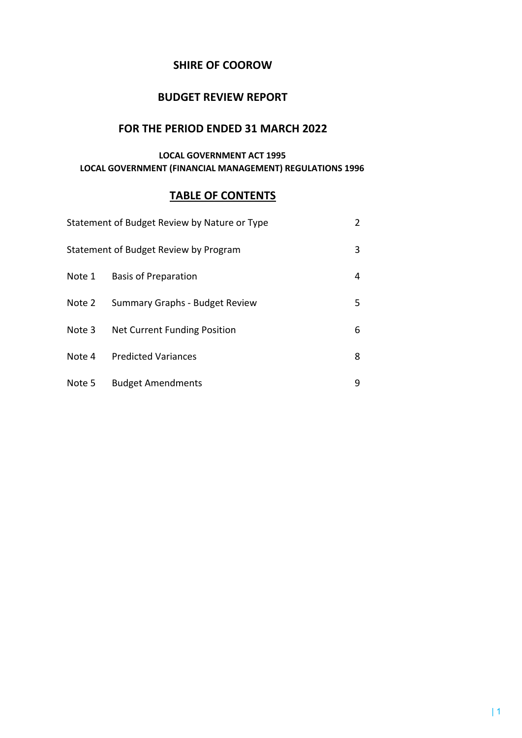# SHIRE OF COOROW

## BUDGET REVIEW REPORT

## FOR THE PERIOD ENDED 31 MARCH 2022

**LOCAL GOVERNMENT ACT 1995**
**LOCAL GOVERNMENT (FINANCIAL MANAGEMENT) REGULATIONS 1996**

## TABLE OF CONTENTS

| | | |
|---|---|---|
| Statement of Budget Review by Nature or Type | | 2 |
| Statement of Budget Review by Program | | 3 |
| Note 1 | Basis of Preparation | 4 |
| Note 2 | Summary Graphs - Budget Review | 5 |
| Note 3 | Net Current Funding Position | 6 |
| Note 4 | Predicted Variances | 8 |
| Note 5 | Budget Amendments | 9 |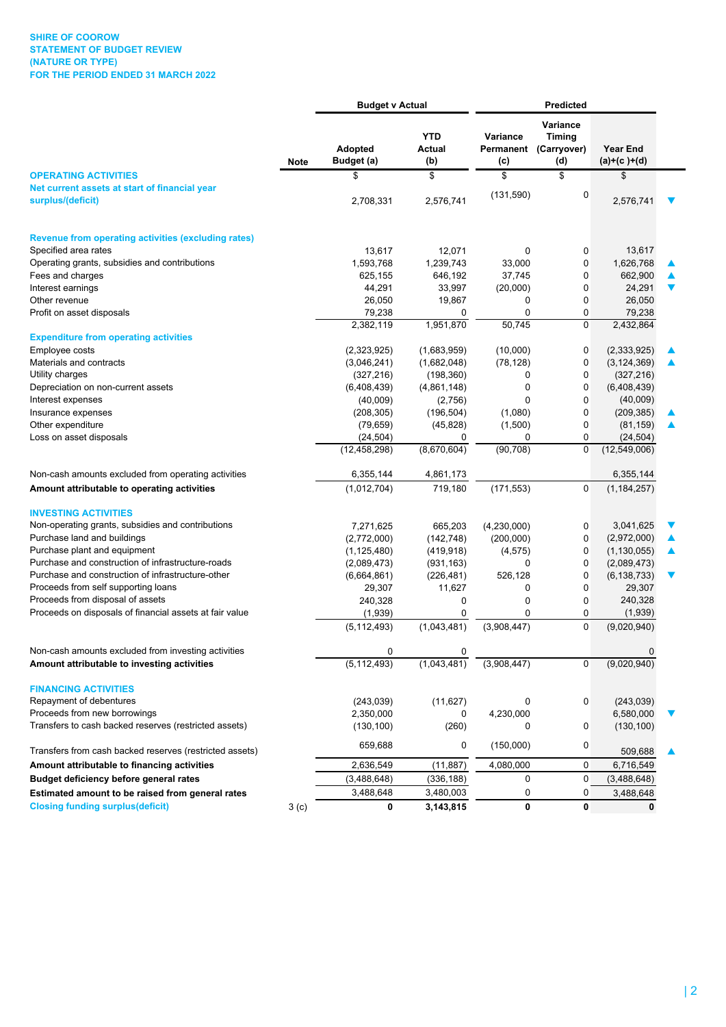**SHIRE OF COOROW**
**STATEMENT OF BUDGET REVIEW**
**(NATURE OR TYPE)**
**FOR THE PERIOD ENDED 31 MARCH 2022**

| | Note | Budget v Actual | | Predicted | | | |
|---|---|---|---|---|---|---|---|
| | | Adopted Budget (a) | YTD Actual (b) | Variance Permanent (c) | Variance Timing (Carryover) (d) | Year End (a)+(c )+(d) | |
| **OPERATING ACTIVITIES** | | $ | $ | $ | $ | $ | |
| **Net current assets at start of financial year surplus/(deficit)** | | 2,708,331 | 2,576,741 | (131,590) | 0 | 2,576,741 | ▼ |
| **Revenue from operating activities (excluding rates)** | | | | | | | |
| Specified area rates | | 13,617 | 12,071 | 0 | 0 | 13,617 | |
| Operating grants, subsidies and contributions | | 1,593,768 | 1,239,743 | 33,000 | 0 | 1,626,768 | ▲ |
| Fees and charges | | 625,155 | 646,192 | 37,745 | 0 | 662,900 | ▲ |
| Interest earnings | | 44,291 | 33,997 | (20,000) | 0 | 24,291 | ▼ |
| Other revenue | | 26,050 | 19,867 | 0 | 0 | 26,050 | |
| Profit on asset disposals | | 79,238 | 0 | 0 | 0 | 79,238 | |
| | | 2,382,119 | 1,951,870 | 50,745 | 0 | 2,432,864 | |
| **Expenditure from operating activities** | | | | | | | |
| Employee costs | | (2,323,925) | (1,683,959) | (10,000) | 0 | (2,333,925) | ▲ |
| Materials and contracts | | (3,046,241) | (1,682,048) | (78,128) | 0 | (3,124,369) | ▲ |
| Utility charges | | (327,216) | (198,360) | 0 | 0 | (327,216) | |
| Depreciation on non-current assets | | (6,408,439) | (4,861,148) | 0 | 0 | (6,408,439) | |
| Interest expenses | | (40,009) | (2,756) | 0 | 0 | (40,009) | |
| Insurance expenses | | (208,305) | (196,504) | (1,080) | 0 | (209,385) | ▲ |
| Other expenditure | | (79,659) | (45,828) | (1,500) | 0 | (81,159) | ▲ |
| Loss on asset disposals | | (24,504) | 0 | 0 | 0 | (24,504) | |
| | | (12,458,298) | (8,670,604) | (90,708) | 0 | (12,549,006) | |
| Non-cash amounts excluded from operating activities | | 6,355,144 | 4,861,173 | | | 6,355,144 | |
| **Amount attributable to operating activities** | | (1,012,704) | 719,180 | (171,553) | 0 | (1,184,257) | |
| **INVESTING ACTIVITIES** | | | | | | | |
| Non-operating grants, subsidies and contributions | | 7,271,625 | 665,203 | (4,230,000) | 0 | 3,041,625 | ▼ |
| Purchase land and buildings | | (2,772,000) | (142,748) | (200,000) | 0 | (2,972,000) | ▲ |
| Purchase plant and equipment | | (1,125,480) | (419,918) | (4,575) | 0 | (1,130,055) | ▲ |
| Purchase and construction of infrastructure-roads | | (2,089,473) | (931,163) | 0 | 0 | (2,089,473) | |
| Purchase and construction of infrastructure-other | | (6,664,861) | (226,481) | 526,128 | 0 | (6,138,733) | ▼ |
| Proceeds from self supporting loans | | 29,307 | 11,627 | 0 | 0 | 29,307 | |
| Proceeds from disposal of assets | | 240,328 | 0 | 0 | 0 | 240,328 | |
| Proceeds on disposals of financial assets at fair value | | (1,939) | 0 | 0 | 0 | (1,939) | |
| | | (5,112,493) | (1,043,481) | (3,908,447) | 0 | (9,020,940) | |
| Non-cash amounts excluded from investing activities | | 0 | 0 | | | 0 | |
| **Amount attributable to investing activities** | | (5,112,493) | (1,043,481) | (3,908,447) | 0 | (9,020,940) | |
| **FINANCING ACTIVITIES** | | | | | | | |
| Repayment of debentures | | (243,039) | (11,627) | 0 | 0 | (243,039) | |
| Proceeds from new borrowings | | 2,350,000 | 0 | 4,230,000 | 0 | 6,580,000 | ▼ |
| Transfers to cash backed reserves (restricted assets) | | (130,100) | (260) | 0 | 0 | (130,100) | |
| Transfers from cash backed reserves (restricted assets) | | 659,688 | 0 | (150,000) | 0 | 509,688 | ▲ |
| **Amount attributable to financing activities** | | 2,636,549 | (11,887) | 4,080,000 | 0 | 6,716,549 | |
| **Budget deficiency before general rates** | | (3,488,648) | (336,188) | 0 | 0 | (3,488,648) | |
| **Estimated amount to be raised from general rates** | | 3,488,648 | 3,480,003 | 0 | 0 | 3,488,648 | |
| **Closing funding surplus(deficit)** | 3 (c) | **0** | **3,143,815** | **0** | **0** | **0** | |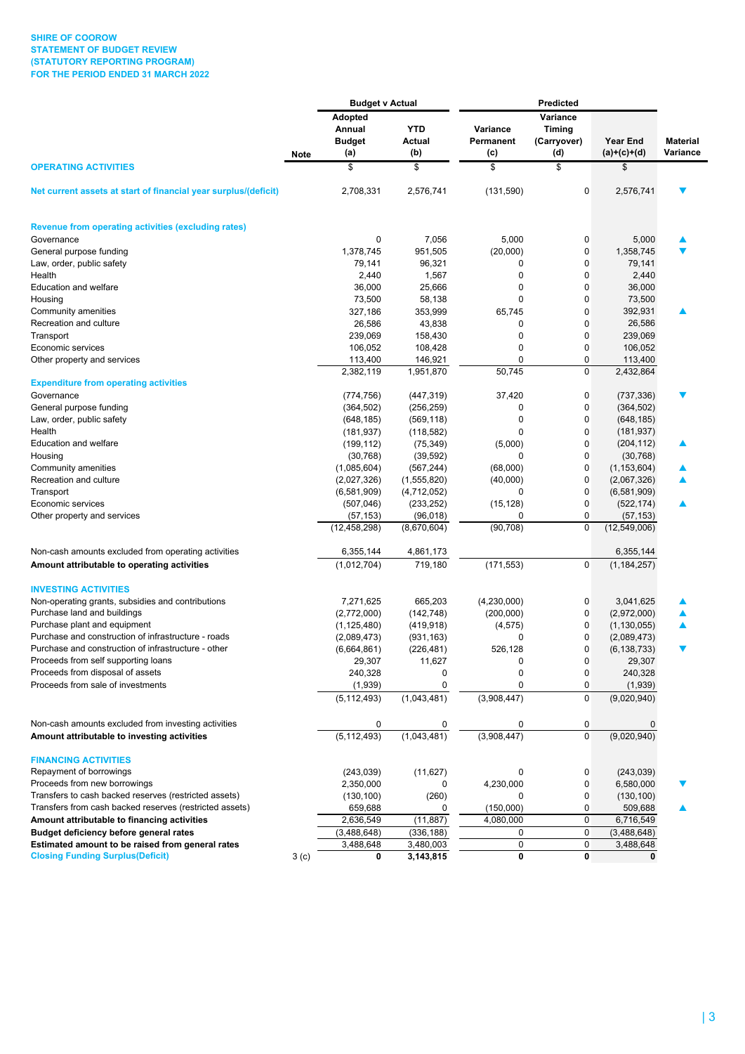**SHIRE OF COOROW**
**STATEMENT OF BUDGET REVIEW**
**(STATUTORY REPORTING PROGRAM)**
**FOR THE PERIOD ENDED 31 MARCH 2022**

| | Note | Budget v Actual | | Predicted | | | |
|---|---|---|---|---|---|---|---|
| | | Adopted Annual Budget (a) | YTD Actual (b) | Variance Permanent (c) | Variance Timing (Carryover) (d) | Year End (a)+(c)+(d) | Material Variance |
| **OPERATING ACTIVITIES** | | $ | $ | $ | $ | $ | |
| **Net current assets at start of financial year surplus/(deficit)** | | 2,708,331 | 2,576,741 | (131,590) | 0 | 2,576,741 | ▼ |
| **Revenue from operating activities (excluding rates)** | | | | | | | |
| Governance | | 0 | 7,056 | 5,000 | 0 | 5,000 | ▲ |
| General purpose funding | | 1,378,745 | 951,505 | (20,000) | 0 | 1,358,745 | ▼ |
| Law, order, public safety | | 79,141 | 96,321 | 0 | 0 | 79,141 | |
| Health | | 2,440 | 1,567 | 0 | 0 | 2,440 | |
| Education and welfare | | 36,000 | 25,666 | 0 | 0 | 36,000 | |
| Housing | | 73,500 | 58,138 | 0 | 0 | 73,500 | |
| Community amenities | | 327,186 | 353,999 | 65,745 | 0 | 392,931 | ▲ |
| Recreation and culture | | 26,586 | 43,838 | 0 | 0 | 26,586 | |
| Transport | | 239,069 | 158,430 | 0 | 0 | 239,069 | |
| Economic services | | 106,052 | 108,428 | 0 | 0 | 106,052 | |
| Other property and services | | 113,400 | 146,921 | 0 | 0 | 113,400 | |
| | | 2,382,119 | 1,951,870 | 50,745 | 0 | 2,432,864 | |
| **Expenditure from operating activities** | | | | | | | |
| Governance | | (774,756) | (447,319) | 37,420 | 0 | (737,336) | ▼ |
| General purpose funding | | (364,502) | (256,259) | 0 | 0 | (364,502) | |
| Law, order, public safety | | (648,185) | (569,118) | 0 | 0 | (648,185) | |
| Health | | (181,937) | (118,582) | 0 | 0 | (181,937) | |
| Education and welfare | | (199,112) | (75,349) | (5,000) | 0 | (204,112) | ▲ |
| Housing | | (30,768) | (39,592) | 0 | 0 | (30,768) | |
| Community amenities | | (1,085,604) | (567,244) | (68,000) | 0 | (1,153,604) | ▲ |
| Recreation and culture | | (2,027,326) | (1,555,820) | (40,000) | 0 | (2,067,326) | ▲ |
| Transport | | (6,581,909) | (4,712,052) | 0 | 0 | (6,581,909) | |
| Economic services | | (507,046) | (233,252) | (15,128) | 0 | (522,174) | ▲ |
| Other property and services | | (57,153) | (96,018) | 0 | 0 | (57,153) | |
| | | (12,458,298) | (8,670,604) | (90,708) | 0 | (12,549,006) | |
| Non-cash amounts excluded from operating activities | | 6,355,144 | 4,861,173 | | | 6,355,144 | |
| **Amount attributable to operating activities** | | (1,012,704) | 719,180 | (171,553) | 0 | (1,184,257) | |
| **INVESTING ACTIVITIES** | | | | | | | |
| Non-operating grants, subsidies and contributions | | 7,271,625 | 665,203 | (4,230,000) | 0 | 3,041,625 | ▲ |
| Purchase land and buildings | | (2,772,000) | (142,748) | (200,000) | 0 | (2,972,000) | ▲ |
| Purchase plant and equipment | | (1,125,480) | (419,918) | (4,575) | 0 | (1,130,055) | ▲ |
| Purchase and construction of infrastructure - roads | | (2,089,473) | (931,163) | 0 | 0 | (2,089,473) | |
| Purchase and construction of infrastructure - other | | (6,664,861) | (226,481) | 526,128 | 0 | (6,138,733) | ▼ |
| Proceeds from self supporting loans | | 29,307 | 11,627 | 0 | 0 | 29,307 | |
| Proceeds from disposal of assets | | 240,328 | 0 | 0 | 0 | 240,328 | |
| Proceeds from sale of investments | | (1,939) | 0 | 0 | 0 | (1,939) | |
| | | (5,112,493) | (1,043,481) | (3,908,447) | 0 | (9,020,940) | |
| Non-cash amounts excluded from investing activities | | 0 | 0 | 0 | 0 | 0 | |
| **Amount attributable to investing activities** | | (5,112,493) | (1,043,481) | (3,908,447) | 0 | (9,020,940) | |
| **FINANCING ACTIVITIES** | | | | | | | |
| Repayment of borrowings | | (243,039) | (11,627) | 0 | 0 | (243,039) | |
| Proceeds from new borrowings | | 2,350,000 | 0 | 4,230,000 | 0 | 6,580,000 | ▼ |
| Transfers to cash backed reserves (restricted assets) | | (130,100) | (260) | 0 | 0 | (130,100) | |
| Transfers from cash backed reserves (restricted assets) | | 659,688 | 0 | (150,000) | 0 | 509,688 | ▲ |
| **Amount attributable to financing activities** | | 2,636,549 | (11,887) | 4,080,000 | 0 | 6,716,549 | |
| **Budget deficiency before general rates** | | (3,488,648) | (336,188) | 0 | 0 | (3,488,648) | |
| **Estimated amount to be raised from general rates** | | 3,488,648 | 3,480,003 | 0 | 0 | 3,488,648 | |
| **Closing Funding Surplus(Deficit)** | 3 (c) | **0** | **3,143,815** | **0** | **0** | **0** | |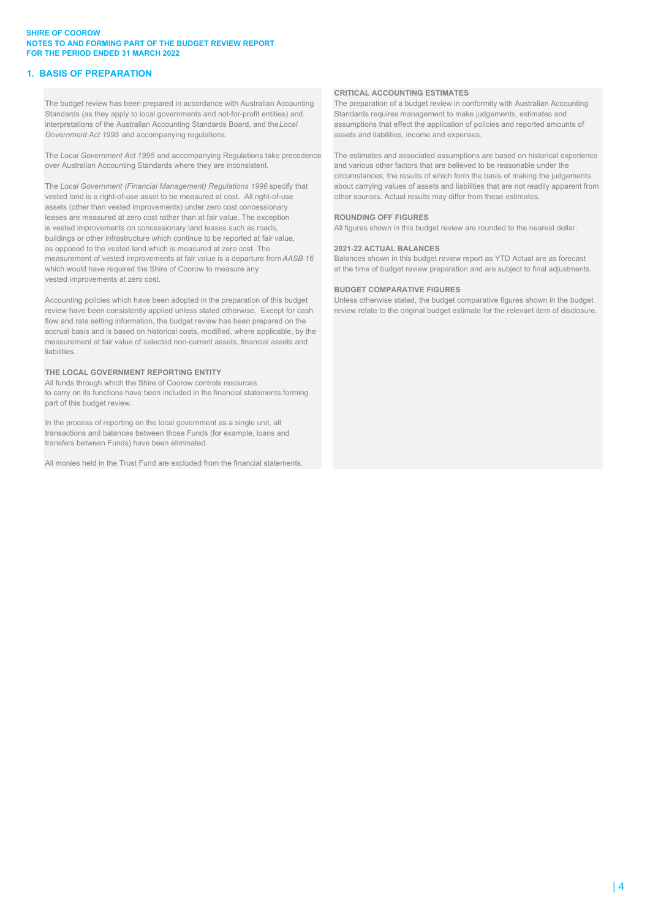**SHIRE OF COOROW**
**NOTES TO AND FORMING PART OF THE BUDGET REVIEW REPORT**
**FOR THE PERIOD ENDED 31 MARCH 2022**

## 1. BASIS OF PREPARATION

The budget review has been prepared in accordance with Australian Accounting Standards (as they apply to local governments and not-for-profit entities) and interpretations of the Australian Accounting Standards Board, and the *Local Government Act 1995* and accompanying regulations.

The *Local Government Act 1995* and accompanying Regulations take precedence over Australian Accounting Standards where they are inconsistent.

The *Local Government (Financial Management) Regulations 1996* specify that vested land is a right-of-use asset to be measured at cost. All right-of-use assets (other than vested improvements) under zero cost concessionary leases are measured at zero cost rather than at fair value. The exception is vested improvements on concessionary land leases such as roads, buildings or other infrastructure which continue to be reported at fair value, as opposed to the vested land which is measured at zero cost. The measurement of vested improvements at fair value is a departure from *AASB 16* which would have required the Shire of Coorow to measure any vested improvements at zero cost.

Accounting policies which have been adopted in the preparation of this budget review have been consistently applied unless stated otherwise. Except for cash flow and rate setting information, the budget review has been prepared on the accrual basis and is based on historical costs, modified, where applicable, by the measurement at fair value of selected non-current assets, financial assets and liabilities.

### THE LOCAL GOVERNMENT REPORTING ENTITY

All funds through which the Shire of Coorow controls resources to carry on its functions have been included in the financial statements forming part of this budget review.

In the process of reporting on the local government as a single unit, all transactions and balances between those Funds (for example, loans and transfers between Funds) have been eliminated.

All monies held in the Trust Fund are excluded from the financial statements.

### CRITICAL ACCOUNTING ESTIMATES

The preparation of a budget review in conformity with Australian Accounting Standards requires management to make judgements, estimates and assumptions that effect the application of policies and reported amounts of assets and liabilities, income and expenses.

The estimates and associated assumptions are based on historical experience and various other factors that are believed to be reasonable under the circumstances; the results of which form the basis of making the judgements about carrying values of assets and liabilities that are not readily apparent from other sources. Actual results may differ from these estimates.

### ROUNDING OFF FIGURES

All figures shown in this budget review are rounded to the nearest dollar.

### 2021-22 ACTUAL BALANCES

Balances shown in this budget review report as YTD Actual are as forecast at the time of budget review preparation and are subject to final adjustments.

### BUDGET COMPARATIVE FIGURES

Unless otherwise stated, the budget comparative figures shown in the budget review relate to the original budget estimate for the relevant item of disclosure.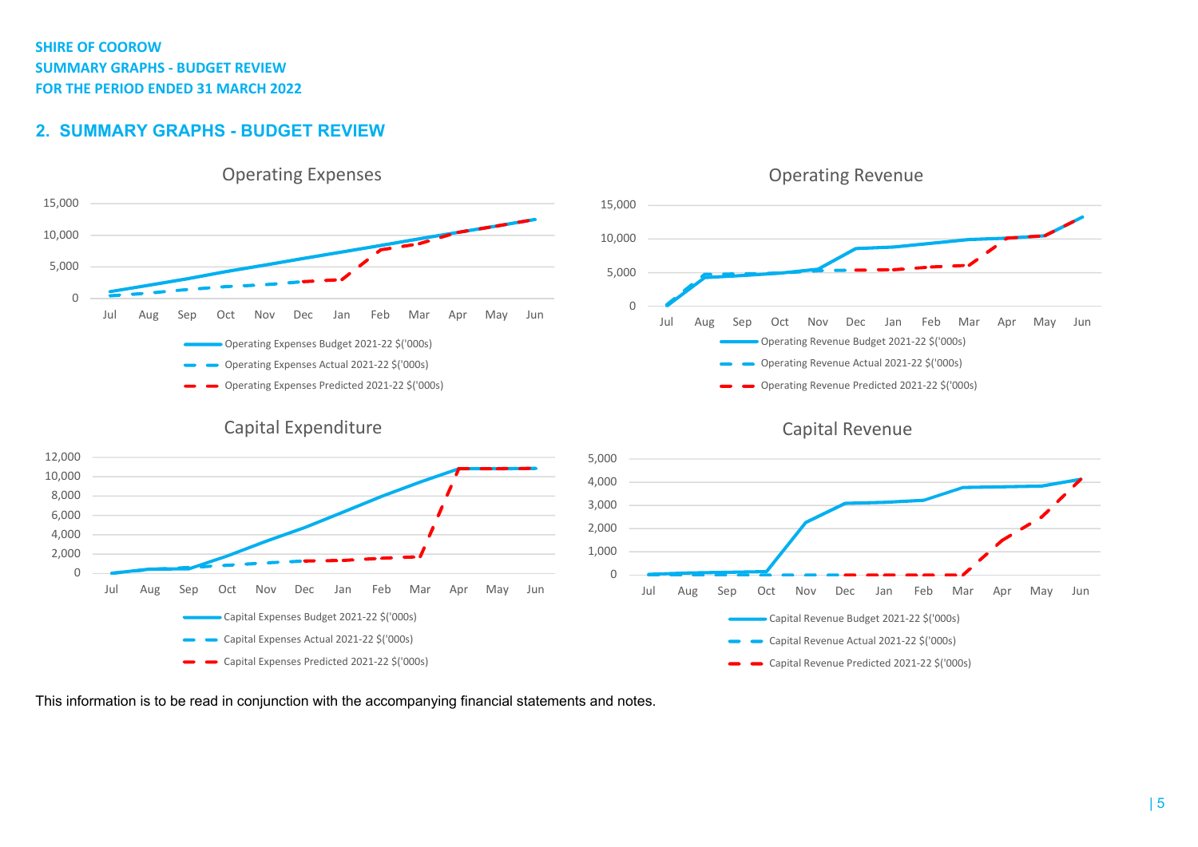**SHIRE OF COOROW**
**SUMMARY GRAPHS - BUDGET REVIEW**
**FOR THE PERIOD ENDED 31 MARCH 2022**

## 2. SUMMARY GRAPHS - BUDGET REVIEW

Operating Expenses

15,000
10,000
5,000
0

Jul Aug Sep Oct Nov Dec Jan Feb Mar Apr May Jun

- Operating Expenses Budget 2021-22 $('000s)
- Operating Expenses Actual 2021-22 $('000s)
- Operating Expenses Predicted 2021-22 $('000s)

Operating Revenue

15,000
10,000
5,000
0

Jul Aug Sep Oct Nov Dec Jan Feb Mar Apr May Jun

- Operating Revenue Budget 2021-22 $('000s)
- Operating Revenue Actual 2021-22 $('000s)
- Operating Revenue Predicted 2021-22 $('000s)

Capital Expenditure

12,000
10,000
8,000
6,000
4,000
2,000
0

Jul Aug Sep Oct Nov Dec Jan Feb Mar Apr May Jun

- Capital Expenses Budget 2021-22 $('000s)
- Capital Expenses Actual 2021-22 $('000s)
- Capital Expenses Predicted 2021-22 $('000s)

Capital Revenue

5,000
4,000
3,000
2,000
1,000
0

Jul Aug Sep Oct Nov Dec Jan Feb Mar Apr May Jun

- Capital Revenue Budget 2021-22 $('000s)
- Capital Revenue Actual 2021-22 $('000s)
- Capital Revenue Predicted 2021-22 $('000s)

This information is to be read in conjunction with the accompanying financial statements and notes.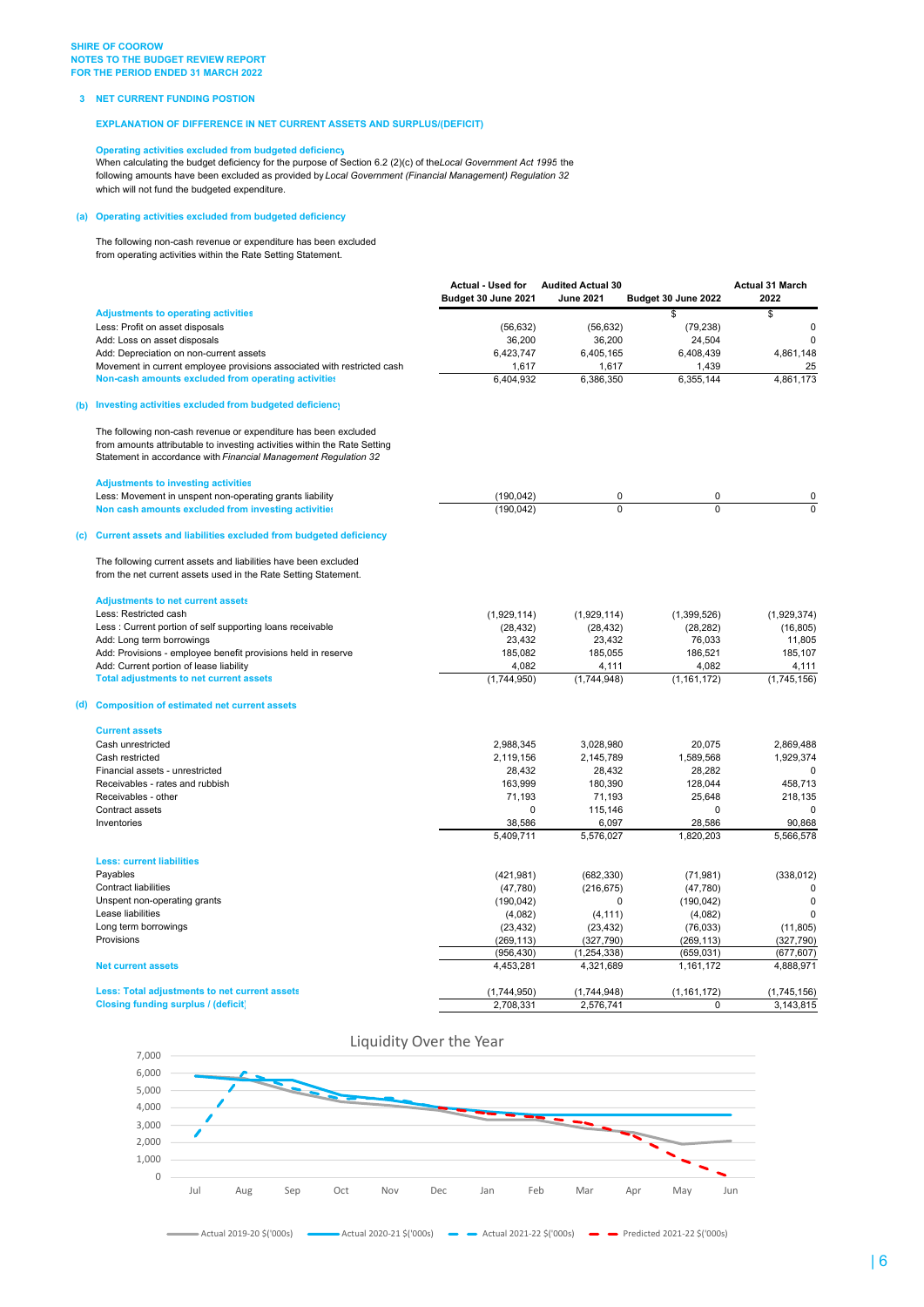**SHIRE OF COOROW**
**NOTES TO THE BUDGET REVIEW REPORT**
**FOR THE PERIOD ENDED 31 MARCH 2022**

## 3 NET CURRENT FUNDING POSTION

### EXPLANATION OF DIFFERENCE IN NET CURRENT ASSETS AND SURPLUS/(DEFICIT)

**Operating activities excluded from budgeted deficiency**

When calculating the budget deficiency for the purpose of Section 6.2 (2)(c) of the *Local Government Act 1995* the following amounts have been excluded as provided by *Local Government (Financial Management) Regulation 32* which will not fund the budgeted expenditure.

### (a) Operating activities excluded from budgeted deficiency

The following non-cash revenue or expenditure has been excluded from operating activities within the Rate Setting Statement.

| | Actual - Used for Budget 30 June 2021 | Audited Actual 30 June 2021 | Budget 30 June 2022 | Actual 31 March 2022 |
|---|---|---|---|---|
| **Adjustments to operating activities** | | | $ | $ |
| Less: Profit on asset disposals | (56,632) | (56,632) | (79,238) | 0 |
| Add: Loss on asset disposals | 36,200 | 36,200 | 24,504 | 0 |
| Add: Depreciation on non-current assets | 6,423,747 | 6,405,165 | 6,408,439 | 4,861,148 |
| Movement in current employee provisions associated with restricted cash | 1,617 | 1,617 | 1,439 | 25 |
| **Non-cash amounts excluded from operating activities** | 6,404,932 | 6,386,350 | 6,355,144 | 4,861,173 |

### (b) Investing activities excluded from budgeted deficiency

The following non-cash revenue or expenditure has been excluded from amounts attributable to investing activities within the Rate Setting Statement in accordance with *Financial Management Regulation 32*

| | Actual - Used for Budget 30 June 2021 | Audited Actual 30 June 2021 | Budget 30 June 2022 | Actual 31 March 2022 |
|---|---|---|---|---|
| **Adjustments to investing activities** | | | | |
| Less: Movement in unspent non-operating grants liability | (190,042) | 0 | 0 | 0 |
| **Non cash amounts excluded from investing activities** | (190,042) | 0 | 0 | 0 |

### (c) Current assets and liabilities excluded from budgeted deficiency

The following current assets and liabilities have been excluded from the net current assets used in the Rate Setting Statement.

| | Actual - Used for Budget 30 June 2021 | Audited Actual 30 June 2021 | Budget 30 June 2022 | Actual 31 March 2022 |
|---|---|---|---|---|
| **Adjustments to net current assets** | | | | |
| Less: Restricted cash | (1,929,114) | (1,929,114) | (1,399,526) | (1,929,374) |
| Less : Current portion of self supporting loans receivable | (28,432) | (28,432) | (28,282) | (16,805) |
| Add: Long term borrowings | 23,432 | 23,432 | 76,033 | 11,805 |
| Add: Provisions - employee benefit provisions held in reserve | 185,082 | 185,055 | 186,521 | 185,107 |
| Add: Current portion of lease liability | 4,082 | 4,111 | 4,082 | 4,111 |
| **Total adjustments to net current assets** | (1,744,950) | (1,744,948) | (1,161,172) | (1,745,156) |

### (d) Composition of estimated net current assets

| | Actual - Used for Budget 30 June 2021 | Audited Actual 30 June 2021 | Budget 30 June 2022 | Actual 31 March 2022 |
|---|---|---|---|---|
| **Current assets** | | | | |
| Cash unrestricted | 2,988,345 | 3,028,980 | 20,075 | 2,869,488 |
| Cash restricted | 2,119,156 | 2,145,789 | 1,589,568 | 1,929,374 |
| Financial assets - unrestricted | 28,432 | 28,432 | 28,282 | 0 |
| Receivables - rates and rubbish | 163,999 | 180,390 | 128,044 | 458,713 |
| Receivables - other | 71,193 | 71,193 | 25,648 | 218,135 |
| Contract assets | 0 | 115,146 | 0 | 0 |
| Inventories | 38,586 | 6,097 | 28,586 | 90,868 |
| | 5,409,711 | 5,576,027 | 1,820,203 | 5,566,578 |
| **Less: current liabilities** | | | | |
| Payables | (421,981) | (682,330) | (71,981) | (338,012) |
| Contract liabilities | (47,780) | (216,675) | (47,780) | 0 |
| Unspent non-operating grants | (190,042) | 0 | (190,042) | 0 |
| Lease liabilities | (4,082) | (4,111) | (4,082) | 0 |
| Long term borrowings | (23,432) | (23,432) | (76,033) | (11,805) |
| Provisions | (269,113) | (327,790) | (269,113) | (327,790) |
| | (956,430) | (1,254,338) | (659,031) | (677,607) |
| **Net current assets** | 4,453,281 | 4,321,689 | 1,161,172 | 4,888,971 |
| **Less: Total adjustments to net current assets** | (1,744,950) | (1,744,948) | (1,161,172) | (1,745,156) |
| **Closing funding surplus / (deficit)** | 2,708,331 | 2,576,741 | 0 | 3,143,815 |

**Liquidity Over the Year**

Legend: Actual 2019-20 $('000s); Actual 2020-21 $('000s); Actual 2021-22 $('000s); Predicted 2021-22 $('000s)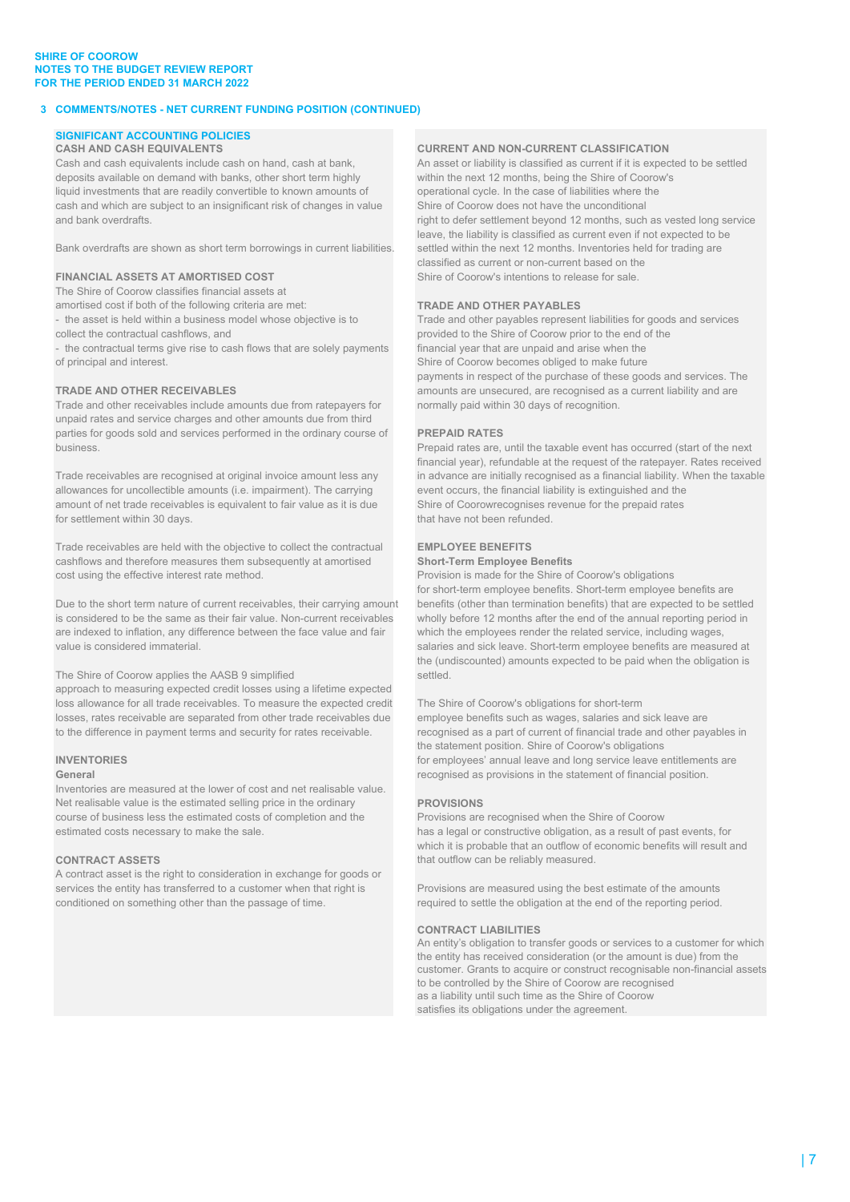SHIRE OF COOROW
NOTES TO THE BUDGET REVIEW REPORT
FOR THE PERIOD ENDED 31 MARCH 2022

## 3 COMMENTS/NOTES - NET CURRENT FUNDING POSITION (CONTINUED)

### SIGNIFICANT ACCOUNTING POLICIES

**CASH AND CASH EQUIVALENTS**

Cash and cash equivalents include cash on hand, cash at bank, deposits available on demand with banks, other short term highly liquid investments that are readily convertible to known amounts of cash and which are subject to an insignificant risk of changes in value and bank overdrafts.

Bank overdrafts are shown as short term borrowings in current liabilities.

**FINANCIAL ASSETS AT AMORTISED COST**

The Shire of Coorow classifies financial assets at amortised cost if both of the following criteria are met:

- the asset is held within a business model whose objective is to collect the contractual cashflows, and
- the contractual terms give rise to cash flows that are solely payments of principal and interest.

**TRADE AND OTHER RECEIVABLES**

Trade and other receivables include amounts due from ratepayers for unpaid rates and service charges and other amounts due from third parties for goods sold and services performed in the ordinary course of business.

Trade receivables are recognised at original invoice amount less any allowances for uncollectible amounts (i.e. impairment). The carrying amount of net trade receivables is equivalent to fair value as it is due for settlement within 30 days.

Trade receivables are held with the objective to collect the contractual cashflows and therefore measures them subsequently at amortised cost using the effective interest rate method.

Due to the short term nature of current receivables, their carrying amount is considered to be the same as their fair value. Non-current receivables are indexed to inflation, any difference between the face value and fair value is considered immaterial.

The Shire of Coorow applies the AASB 9 simplified approach to measuring expected credit losses using a lifetime expected loss allowance for all trade receivables. To measure the expected credit losses, rates receivable are separated from other trade receivables due to the difference in payment terms and security for rates receivable.

**INVENTORIES**

**General**

Inventories are measured at the lower of cost and net realisable value. Net realisable value is the estimated selling price in the ordinary course of business less the estimated costs of completion and the estimated costs necessary to make the sale.

**CONTRACT ASSETS**

A contract asset is the right to consideration in exchange for goods or services the entity has transferred to a customer when that right is conditioned on something other than the passage of time.

**CURRENT AND NON-CURRENT CLASSIFICATION**

An asset or liability is classified as current if it is expected to be settled within the next 12 months, being the Shire of Coorow's operational cycle. In the case of liabilities where the Shire of Coorow does not have the unconditional right to defer settlement beyond 12 months, such as vested long service leave, the liability is classified as current even if not expected to be settled within the next 12 months. Inventories held for trading are classified as current or non-current based on the Shire of Coorow's intentions to release for sale.

**TRADE AND OTHER PAYABLES**

Trade and other payables represent liabilities for goods and services provided to the Shire of Coorow prior to the end of the financial year that are unpaid and arise when the Shire of Coorow becomes obliged to make future payments in respect of the purchase of these goods and services. The amounts are unsecured, are recognised as a current liability and are normally paid within 30 days of recognition.

**PREPAID RATES**

Prepaid rates are, until the taxable event has occurred (start of the next financial year), refundable at the request of the ratepayer. Rates received in advance are initially recognised as a financial liability. When the taxable event occurs, the financial liability is extinguished and the Shire of Coorowrecognises revenue for the prepaid rates that have not been refunded.

**EMPLOYEE BENEFITS**

**Short-Term Employee Benefits**

Provision is made for the Shire of Coorow's obligations for short-term employee benefits. Short-term employee benefits are benefits (other than termination benefits) that are expected to be settled wholly before 12 months after the end of the annual reporting period in which the employees render the related service, including wages, salaries and sick leave. Short-term employee benefits are measured at the (undiscounted) amounts expected to be paid when the obligation is settled.

The Shire of Coorow's obligations for short-term employee benefits such as wages, salaries and sick leave are recognised as a part of current of financial trade and other payables in the statement position. Shire of Coorow's obligations for employees' annual leave and long service leave entitlements are recognised as provisions in the statement of financial position.

**PROVISIONS**

Provisions are recognised when the Shire of Coorow has a legal or constructive obligation, as a result of past events, for which it is probable that an outflow of economic benefits will result and that outflow can be reliably measured.

Provisions are measured using the best estimate of the amounts required to settle the obligation at the end of the reporting period.

**CONTRACT LIABILITIES**

An entity's obligation to transfer goods or services to a customer for which the entity has received consideration (or the amount is due) from the customer. Grants to acquire or construct recognisable non-financial assets to be controlled by the Shire of Coorow are recognised as a liability until such time as the Shire of Coorow satisfies its obligations under the agreement.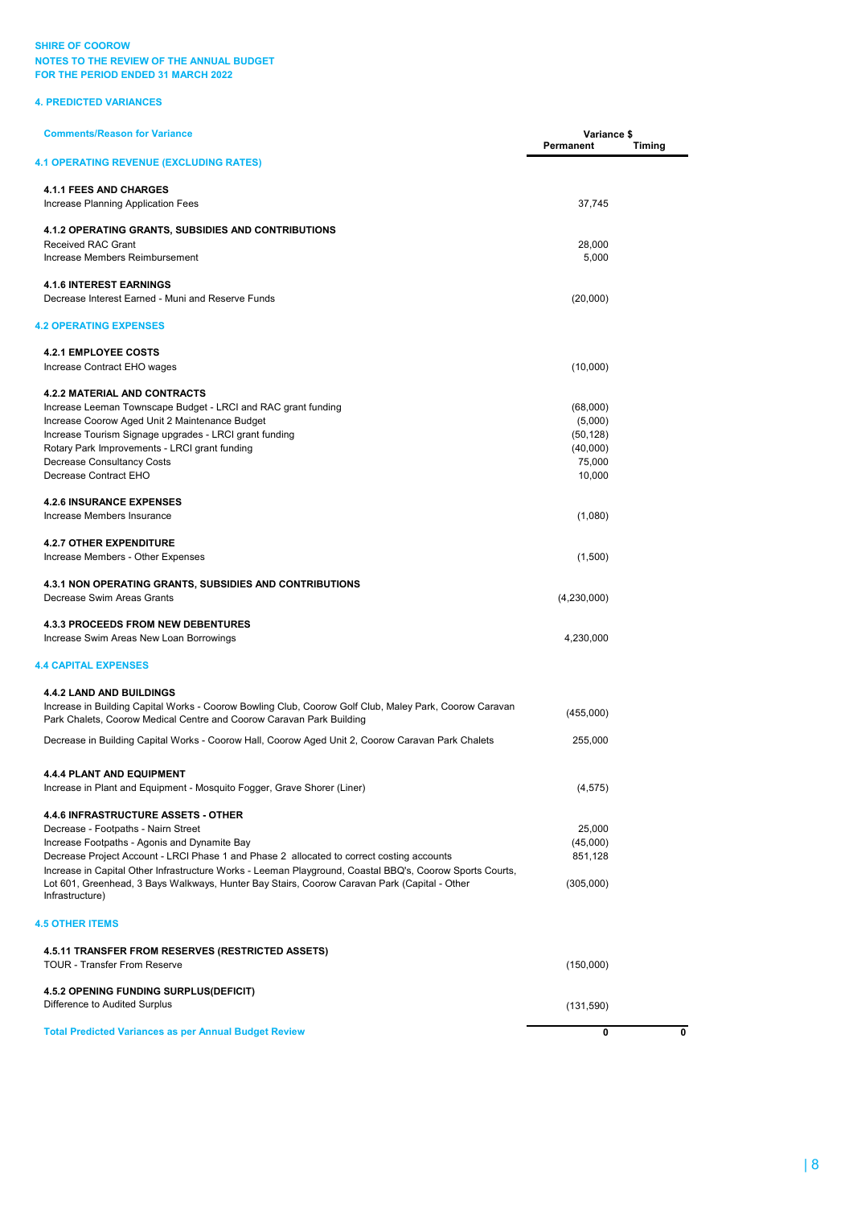**SHIRE OF COOROW**
**NOTES TO THE REVIEW OF THE ANNUAL BUDGET**
**FOR THE PERIOD ENDED 31 MARCH 2022**

**4. PREDICTED VARIANCES**

| Comments/Reason for Variance | Variance $ Permanent | Timing |
|---|---|---|
| **4.1 OPERATING REVENUE (EXCLUDING RATES)** | | |
| **4.1.1 FEES AND CHARGES** | | |
| Increase Planning Application Fees | 37,745 | |
| **4.1.2 OPERATING GRANTS, SUBSIDIES AND CONTRIBUTIONS** | | |
| Received RAC Grant | 28,000 | |
| Increase Members Reimbursement | 5,000 | |
| **4.1.6 INTEREST EARNINGS** | | |
| Decrease Interest Earned - Muni and Reserve Funds | (20,000) | |
| **4.2 OPERATING EXPENSES** | | |
| **4.2.1 EMPLOYEE COSTS** | | |
| Increase Contract EHO wages | (10,000) | |
| **4.2.2 MATERIAL AND CONTRACTS** | | |
| Increase Leeman Townscape Budget - LRCI and RAC grant funding | (68,000) | |
| Increase Coorow Aged Unit 2 Maintenance Budget | (5,000) | |
| Increase Tourism Signage upgrades - LRCI grant funding | (50,128) | |
| Rotary Park Improvements - LRCI grant funding | (40,000) | |
| Decrease Consultancy Costs | 75,000 | |
| Decrease Contract EHO | 10,000 | |
| **4.2.6 INSURANCE EXPENSES** | | |
| Increase Members Insurance | (1,080) | |
| **4.2.7 OTHER EXPENDITURE** | | |
| Increase Members - Other Expenses | (1,500) | |
| **4.3.1 NON OPERATING GRANTS, SUBSIDIES AND CONTRIBUTIONS** | | |
| Decrease Swim Areas Grants | (4,230,000) | |
| **4.3.3 PROCEEDS FROM NEW DEBENTURES** | | |
| Increase Swim Areas New Loan Borrowings | 4,230,000 | |
| **4.4 CAPITAL EXPENSES** | | |
| **4.4.2 LAND AND BUILDINGS** | | |
| Increase in Building Capital Works - Coorow Bowling Club, Coorow Golf Club, Maley Park, Coorow Caravan Park Chalets, Coorow Medical Centre and Coorow Caravan Park Building | (455,000) | |
| Decrease in Building Capital Works - Coorow Hall, Coorow Aged Unit 2, Coorow Caravan Park Chalets | 255,000 | |
| **4.4.4 PLANT AND EQUIPMENT** | | |
| Increase in Plant and Equipment - Mosquito Fogger, Grave Shorer (Liner) | (4,575) | |
| **4.4.6 INFRASTRUCTURE ASSETS - OTHER** | | |
| Decrease - Footpaths - Nairn Street | 25,000 | |
| Increase Footpaths - Agonis and Dynamite Bay | (45,000) | |
| Decrease Project Account - LRCI Phase 1 and Phase 2 allocated to correct costing accounts | 851,128 | |
| Increase in Capital Other Infrastructure Works - Leeman Playground, Coastal BBQ's, Coorow Sports Courts, Lot 601, Greenhead, 3 Bays Walkways, Hunter Bay Stairs, Coorow Caravan Park (Capital - Other Infrastructure) | (305,000) | |
| **4.5 OTHER ITEMS** | | |
| **4.5.11 TRANSFER FROM RESERVES (RESTRICTED ASSETS)** | | |
| TOUR - Transfer From Reserve | (150,000) | |
| **4.5.2 OPENING FUNDING SURPLUS(DEFICIT)** | | |
| Difference to Audited Surplus | (131,590) | |
| **Total Predicted Variances as per Annual Budget Review** | **0** | **0** |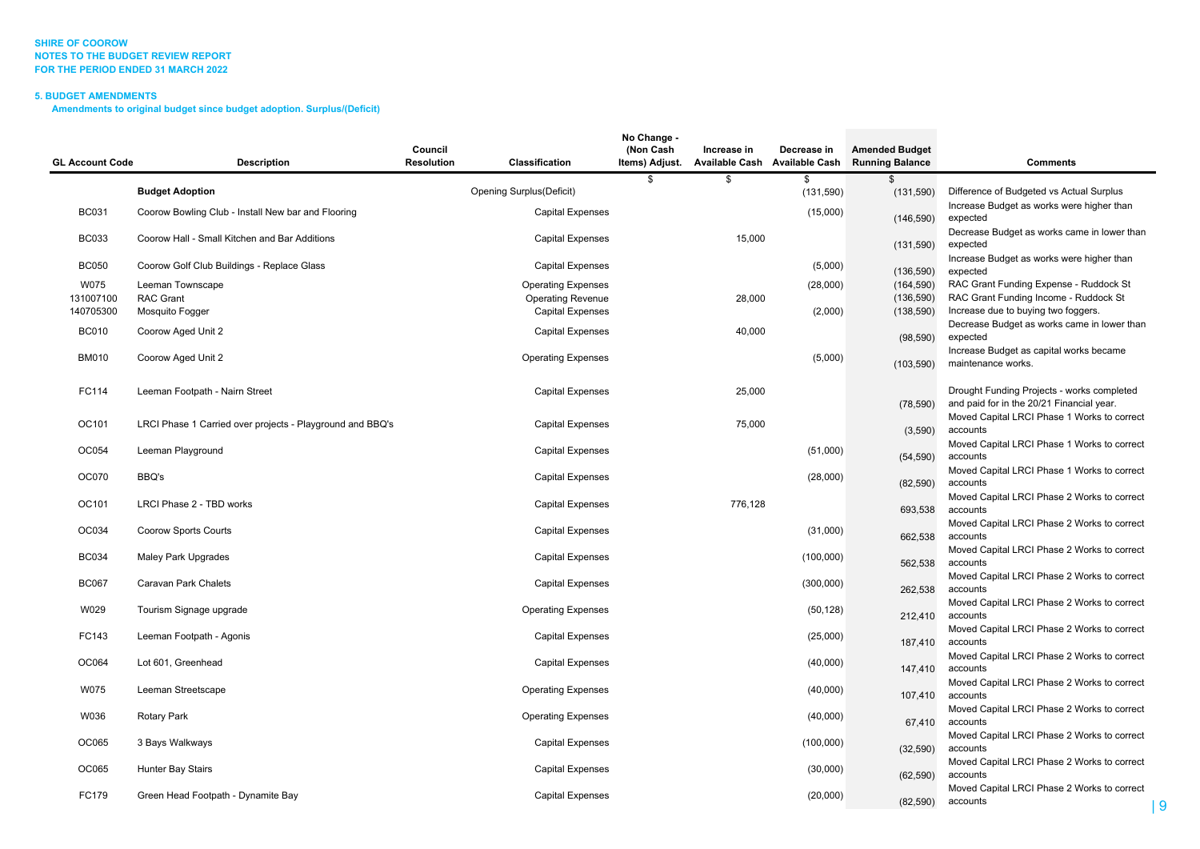**SHIRE OF COOROW**
**NOTES TO THE BUDGET REVIEW REPORT**
**FOR THE PERIOD ENDED 31 MARCH 2022**

**5. BUDGET AMENDMENTS**

**Amendments to original budget since budget adoption. Surplus/(Deficit)**

| GL Account Code | Description | Council Resolution | Classification | No Change - (Non Cash Items) Adjust. | Increase in Available Cash | Decrease in Available Cash | Amended Budget Running Balance | Comments |
|---|---|---|---|---|---|---|---|---|
| | | | | $ | $ | $ | $ | |
| | **Budget Adoption** | | Opening Surplus(Deficit) | | | (131,590) | (131,590) | Difference of Budgeted vs Actual Surplus |
| BC031 | Coorow Bowling Club - Install New bar and Flooring | | Capital Expenses | | | (15,000) | (146,590) | Increase Budget as works were higher than expected |
| BC033 | Coorow Hall - Small Kitchen and Bar Additions | | Capital Expenses | | 15,000 | | (131,590) | Decrease Budget as works came in lower than expected |
| BC050 | Coorow Golf Club Buildings - Replace Glass | | Capital Expenses | | | (5,000) | (136,590) | Increase Budget as works were higher than expected |
| W075 | Leeman Townscape | | Operating Expenses | | | (28,000) | (164,590) | RAC Grant Funding Expense - Ruddock St |
| 131007100 | RAC Grant | | Operating Revenue | | 28,000 | | (136,590) | RAC Grant Funding Income - Ruddock St |
| 140705300 | Mosquito Fogger | | Capital Expenses | | | (2,000) | (138,590) | Increase due to buying two foggers. |
| BC010 | Coorow Aged Unit 2 | | Capital Expenses | | 40,000 | | (98,590) | Decrease Budget as works came in lower than expected |
| BM010 | Coorow Aged Unit 2 | | Operating Expenses | | | (5,000) | (103,590) | Increase Budget as capital works became maintenance works. |
| FC114 | Leeman Footpath - Nairn Street | | Capital Expenses | | 25,000 | | (78,590) | Drought Funding Projects - works completed and paid for in the 20/21 Financial year. |
| OC101 | LRCI Phase 1 Carried over projects - Playground and BBQ's | | Capital Expenses | | 75,000 | | (3,590) | Moved Capital LRCI Phase 1 Works to correct accounts |
| OC054 | Leeman Playground | | Capital Expenses | | | (51,000) | (54,590) | Moved Capital LRCI Phase 1 Works to correct accounts |
| OC070 | BBQ's | | Capital Expenses | | | (28,000) | (82,590) | Moved Capital LRCI Phase 1 Works to correct accounts |
| OC101 | LRCI Phase 2 - TBD works | | Capital Expenses | | 776,128 | | 693,538 | Moved Capital LRCI Phase 2 Works to correct accounts |
| OC034 | Coorow Sports Courts | | Capital Expenses | | | (31,000) | 662,538 | Moved Capital LRCI Phase 2 Works to correct accounts |
| BC034 | Maley Park Upgrades | | Capital Expenses | | | (100,000) | 562,538 | Moved Capital LRCI Phase 2 Works to correct accounts |
| BC067 | Caravan Park Chalets | | Capital Expenses | | | (300,000) | 262,538 | Moved Capital LRCI Phase 2 Works to correct accounts |
| W029 | Tourism Signage upgrade | | Operating Expenses | | | (50,128) | 212,410 | Moved Capital LRCI Phase 2 Works to correct accounts |
| FC143 | Leeman Footpath - Agonis | | Capital Expenses | | | (25,000) | 187,410 | Moved Capital LRCI Phase 2 Works to correct accounts |
| OC064 | Lot 601, Greenhead | | Capital Expenses | | | (40,000) | 147,410 | Moved Capital LRCI Phase 2 Works to correct accounts |
| W075 | Leeman Streetscape | | Operating Expenses | | | (40,000) | 107,410 | Moved Capital LRCI Phase 2 Works to correct accounts |
| W036 | Rotary Park | | Operating Expenses | | | (40,000) | 67,410 | Moved Capital LRCI Phase 2 Works to correct accounts |
| OC065 | 3 Bays Walkways | | Capital Expenses | | | (100,000) | (32,590) | Moved Capital LRCI Phase 2 Works to correct accounts |
| OC065 | Hunter Bay Stairs | | Capital Expenses | | | (30,000) | (62,590) | Moved Capital LRCI Phase 2 Works to correct accounts |
| FC179 | Green Head Footpath - Dynamite Bay | | Capital Expenses | | | (20,000) | (82,590) | Moved Capital LRCI Phase 2 Works to correct accounts |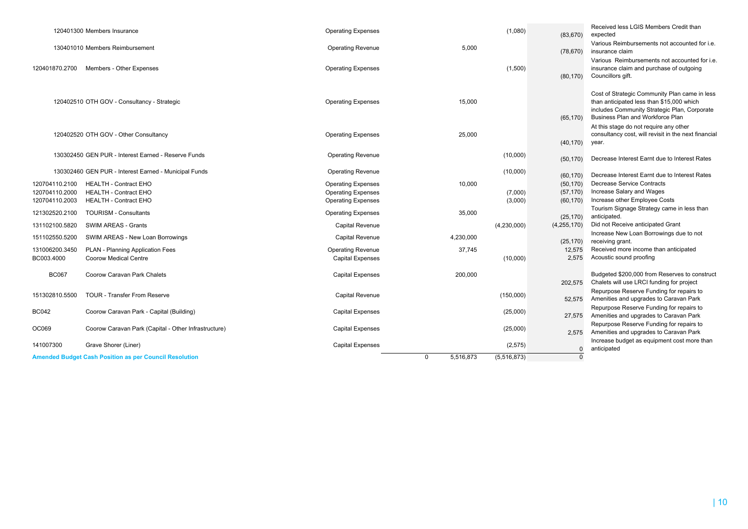| | | | | | | | |
|---|---|---|---|---|---|---|---|
| 120401300 | Members Insurance | Operating Expenses | | | (1,080) | (83,670) | Received less LGIS Members Credit than expected |
| 130401010 | Members Reimbursement | Operating Revenue | | 5,000 | | (78,670) | Various Reimbursements not accounted for i.e. insurance claim |
| 120401870.2700 | Members - Other Expenses | Operating Expenses | | | (1,500) | (80,170) | Various Reimbursements not accounted for i.e. insurance claim and purchase of outgoing Councillors gift. |
| 120402510 | OTH GOV - Consultancy - Strategic | Operating Expenses | | 15,000 | | (65,170) | Cost of Strategic Community Plan came in less than anticipated less than $15,000 which includes Community Strategic Plan, Corporate Business Plan and Workforce Plan |
| 120402520 | OTH GOV - Other Consultancy | Operating Expenses | | 25,000 | | (40,170) | At this stage do not require any other consultancy cost, will revisit in the next financial year. |
| 130302450 | GEN PUR - Interest Earned - Reserve Funds | Operating Revenue | | | (10,000) | (50,170) | Decrease Interest Earnt due to Interest Rates |
| 130302460 | GEN PUR - Interest Earned - Municipal Funds | Operating Revenue | | | (10,000) | (60,170) | Decrease Interest Earnt due to Interest Rates |
| 120704110.2100 | HEALTH - Contract EHO | Operating Expenses | | 10,000 | | (50,170) | Decrease Service Contracts |
| 120704110.2000 | HEALTH - Contract EHO | Operating Expenses | | | (7,000) | (57,170) | Increase Salary and Wages |
| 120704110.2003 | HEALTH - Contract EHO | Operating Expenses | | | (3,000) | (60,170) | Increase other Employee Costs |
| 121302520.2100 | TOURISM - Consultants | Operating Expenses | | 35,000 | | (25,170) | Tourism Signage Strategy came in less than anticipated. |
| 131102100.5820 | SWIM AREAS - Grants | Capital Revenue | | | (4,230,000) | (4,255,170) | Did not Receive anticipated Grant |
| 151102550.5200 | SWIM AREAS - New Loan Borrowings | Capital Revenue | | 4,230,000 | | (25,170) | Increase New Loan Borrowings due to not receiving grant. |
| 131006200.3450 | PLAN - Planning Application Fees | Operating Revenue | | 37,745 | | 12,575 | Received more income than anticipated |
| BC003.4000 | Coorow Medical Centre | Capital Expenses | | | (10,000) | 2,575 | Acoustic sound proofing |
| BC067 | Coorow Caravan Park Chalets | Capital Expenses | | 200,000 | | 202,575 | Budgeted $200,000 from Reserves to construct Chalets will use LRCI funding for project |
| 151302810.5500 | TOUR - Transfer From Reserve | Capital Revenue | | | (150,000) | 52,575 | Repurpose Reserve Funding for repairs to Amenities and upgrades to Caravan Park |
| BC042 | Coorow Caravan Park - Capital (Building) | Capital Expenses | | | (25,000) | 27,575 | Repurpose Reserve Funding for repairs to Amenities and upgrades to Caravan Park |
| OC069 | Coorow Caravan Park (Capital - Other Infrastructure) | Capital Expenses | | | (25,000) | 2,575 | Repurpose Reserve Funding for repairs to Amenities and upgrades to Caravan Park |
| 141007300 | Grave Shorer (Liner) | Capital Expenses | | | (2,575) | 0 | Increase budget as equipment cost more than anticipated |
| **Amended Budget Cash Position as per Council Resolution** | | | 0 | 5,516,873 | (5,516,873) | 0 | |